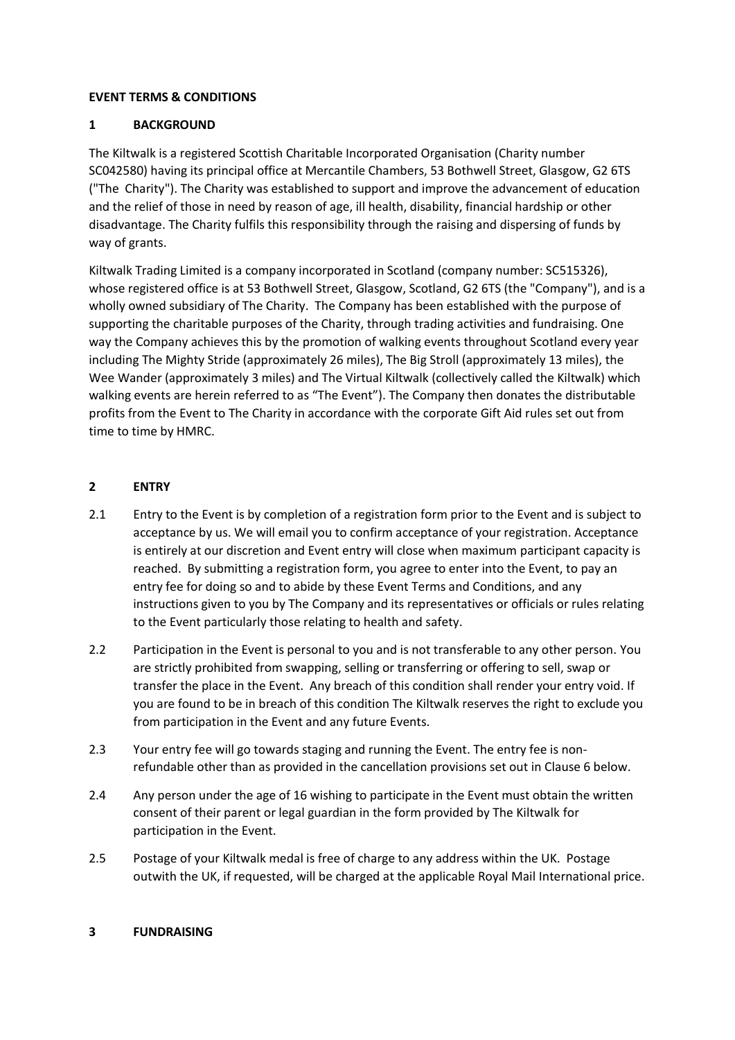**EVENT TERMS & CONDITIONS**

## 1 BACKGROUND

The Kiltwalk is a registered Scottish Charitable Incorporated Organisation (Charity number SC042580) having its principal office at Mercantile Chambers, 53 Bothwell Street, Glasgow, G2 6TS ("The Charity"). The Charity was established to support and improve the advancement of education and the relief of those in need by reason of age, ill health, disability, financial hardship or other disadvantage. The Charity fulfils this responsibility through the raising and dispersing of funds by way of grants.

Kiltwalk Trading Limited is a company incorporated in Scotland (company number: SC515326), whose registered office is at 53 Bothwell Street, Glasgow, Scotland, G2 6TS (the "Company"), and is a wholly owned subsidiary of The Charity. The Company has been established with the purpose of supporting the charitable purposes of the Charity, through trading activities and fundraising. One way the Company achieves this by the promotion of walking events throughout Scotland every year including The Mighty Stride (approximately 26 miles), The Big Stroll (approximately 13 miles), the Wee Wander (approximately 3 miles) and The Virtual Kiltwalk (collectively called the Kiltwalk) which walking events are herein referred to as "The Event"). The Company then donates the distributable profits from the Event to The Charity in accordance with the corporate Gift Aid rules set out from time to time by HMRC.

## 2 ENTRY

2.1 Entry to the Event is by completion of a registration form prior to the Event and is subject to acceptance by us. We will email you to confirm acceptance of your registration. Acceptance is entirely at our discretion and Event entry will close when maximum participant capacity is reached. By submitting a registration form, you agree to enter into the Event, to pay an entry fee for doing so and to abide by these Event Terms and Conditions, and any instructions given to you by The Company and its representatives or officials or rules relating to the Event particularly those relating to health and safety.

2.2 Participation in the Event is personal to you and is not transferable to any other person. You are strictly prohibited from swapping, selling or transferring or offering to sell, swap or transfer the place in the Event. Any breach of this condition shall render your entry void. If you are found to be in breach of this condition The Kiltwalk reserves the right to exclude you from participation in the Event and any future Events.

2.3 Your entry fee will go towards staging and running the Event. The entry fee is non-refundable other than as provided in the cancellation provisions set out in Clause 6 below.

2.4 Any person under the age of 16 wishing to participate in the Event must obtain the written consent of their parent or legal guardian in the form provided by The Kiltwalk for participation in the Event.

2.5 Postage of your Kiltwalk medal is free of charge to any address within the UK. Postage outwith the UK, if requested, will be charged at the applicable Royal Mail International price.

## 3 FUNDRAISING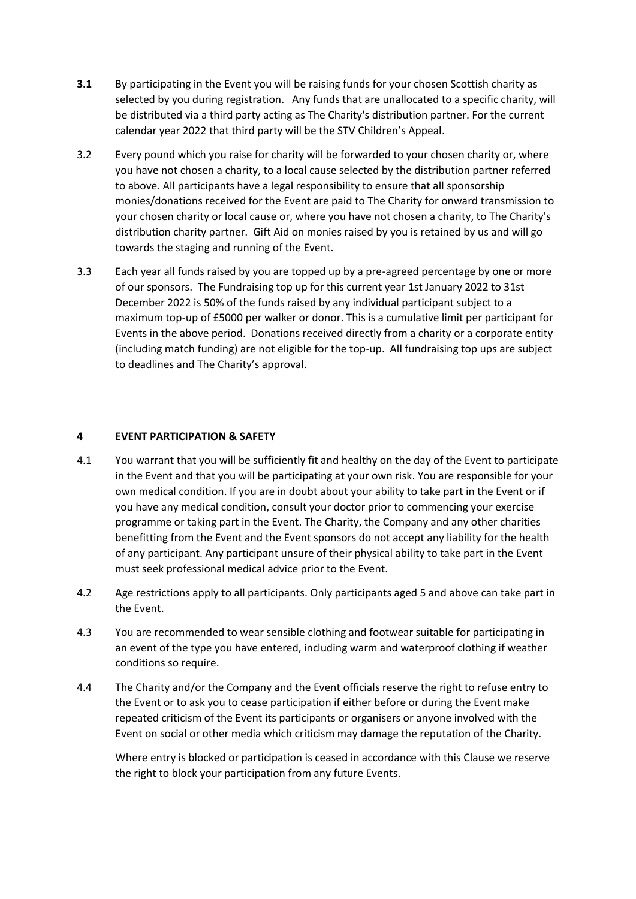**3.1** By participating in the Event you will be raising funds for your chosen Scottish charity as selected by you during registration. Any funds that are unallocated to a specific charity, will be distributed via a third party acting as The Charity's distribution partner. For the current calendar year 2022 that third party will be the STV Children's Appeal.

3.2 Every pound which you raise for charity will be forwarded to your chosen charity or, where you have not chosen a charity, to a local cause selected by the distribution partner referred to above. All participants have a legal responsibility to ensure that all sponsorship monies/donations received for the Event are paid to The Charity for onward transmission to your chosen charity or local cause or, where you have not chosen a charity, to The Charity's distribution charity partner. Gift Aid on monies raised by you is retained by us and will go towards the staging and running of the Event.

3.3 Each year all funds raised by you are topped up by a pre-agreed percentage by one or more of our sponsors. The Fundraising top up for this current year 1st January 2022 to 31st December 2022 is 50% of the funds raised by any individual participant subject to a maximum top-up of £5000 per walker or donor. This is a cumulative limit per participant for Events in the above period. Donations received directly from a charity or a corporate entity (including match funding) are not eligible for the top-up. All fundraising top ups are subject to deadlines and The Charity's approval.

## 4 EVENT PARTICIPATION & SAFETY

4.1 You warrant that you will be sufficiently fit and healthy on the day of the Event to participate in the Event and that you will be participating at your own risk. You are responsible for your own medical condition. If you are in doubt about your ability to take part in the Event or if you have any medical condition, consult your doctor prior to commencing your exercise programme or taking part in the Event. The Charity, the Company and any other charities benefitting from the Event and the Event sponsors do not accept any liability for the health of any participant. Any participant unsure of their physical ability to take part in the Event must seek professional medical advice prior to the Event.

4.2 Age restrictions apply to all participants. Only participants aged 5 and above can take part in the Event.

4.3 You are recommended to wear sensible clothing and footwear suitable for participating in an event of the type you have entered, including warm and waterproof clothing if weather conditions so require.

4.4 The Charity and/or the Company and the Event officials reserve the right to refuse entry to the Event or to ask you to cease participation if either before or during the Event make repeated criticism of the Event its participants or organisers or anyone involved with the Event on social or other media which criticism may damage the reputation of the Charity.

Where entry is blocked or participation is ceased in accordance with this Clause we reserve the right to block your participation from any future Events.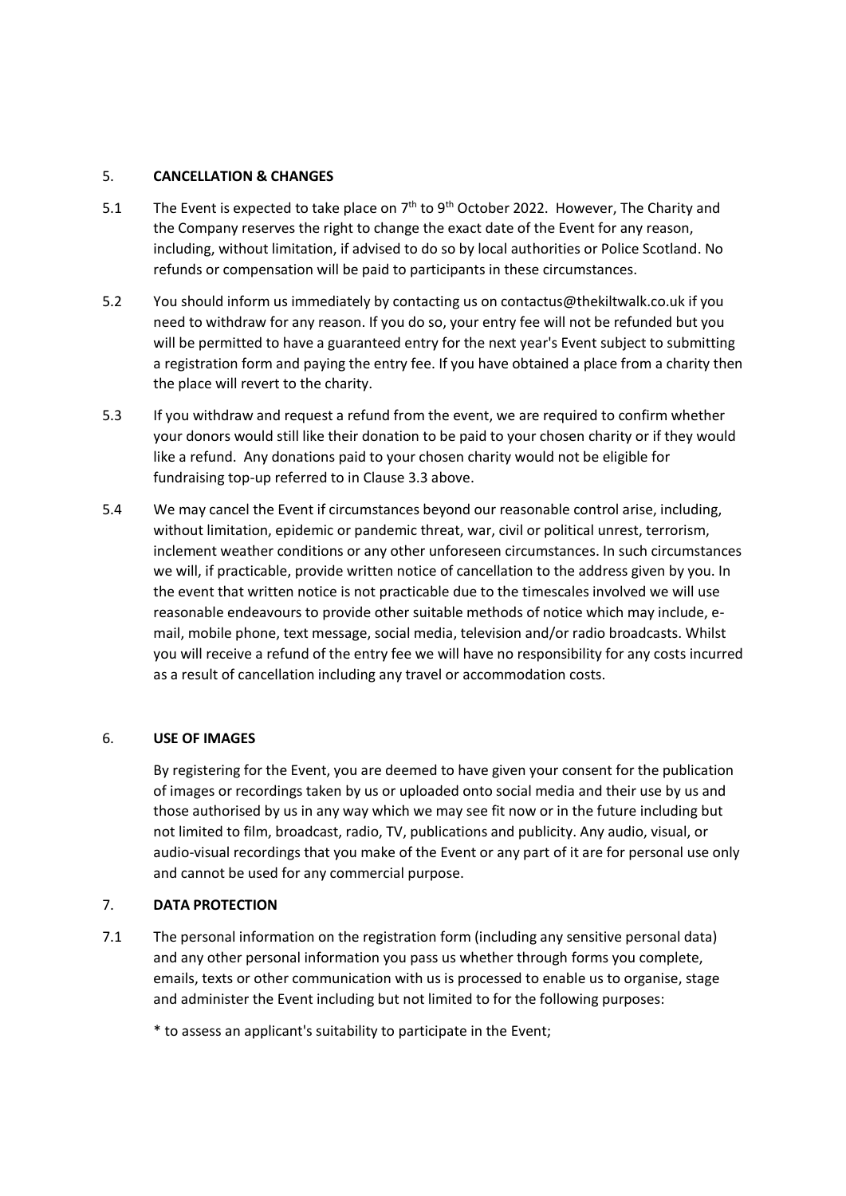## 5. **CANCELLATION & CHANGES**

5.1 The Event is expected to take place on 7th to 9th October 2022. However, The Charity and the Company reserves the right to change the exact date of the Event for any reason, including, without limitation, if advised to do so by local authorities or Police Scotland. No refunds or compensation will be paid to participants in these circumstances.

5.2 You should inform us immediately by contacting us on contactus@thekiltwalk.co.uk if you need to withdraw for any reason. If you do so, your entry fee will not be refunded but you will be permitted to have a guaranteed entry for the next year's Event subject to submitting a registration form and paying the entry fee. If you have obtained a place from a charity then the place will revert to the charity.

5.3 If you withdraw and request a refund from the event, we are required to confirm whether your donors would still like their donation to be paid to your chosen charity or if they would like a refund. Any donations paid to your chosen charity would not be eligible for fundraising top-up referred to in Clause 3.3 above.

5.4 We may cancel the Event if circumstances beyond our reasonable control arise, including, without limitation, epidemic or pandemic threat, war, civil or political unrest, terrorism, inclement weather conditions or any other unforeseen circumstances. In such circumstances we will, if practicable, provide written notice of cancellation to the address given by you. In the event that written notice is not practicable due to the timescales involved we will use reasonable endeavours to provide other suitable methods of notice which may include, e-mail, mobile phone, text message, social media, television and/or radio broadcasts. Whilst you will receive a refund of the entry fee we will have no responsibility for any costs incurred as a result of cancellation including any travel or accommodation costs.

## 6. **USE OF IMAGES**

By registering for the Event, you are deemed to have given your consent for the publication of images or recordings taken by us or uploaded onto social media and their use by us and those authorised by us in any way which we may see fit now or in the future including but not limited to film, broadcast, radio, TV, publications and publicity. Any audio, visual, or audio-visual recordings that you make of the Event or any part of it are for personal use only and cannot be used for any commercial purpose.

## 7. **DATA PROTECTION**

7.1 The personal information on the registration form (including any sensitive personal data) and any other personal information you pass us whether through forms you complete, emails, texts or other communication with us is processed to enable us to organise, stage and administer the Event including but not limited to for the following purposes:

\* to assess an applicant's suitability to participate in the Event;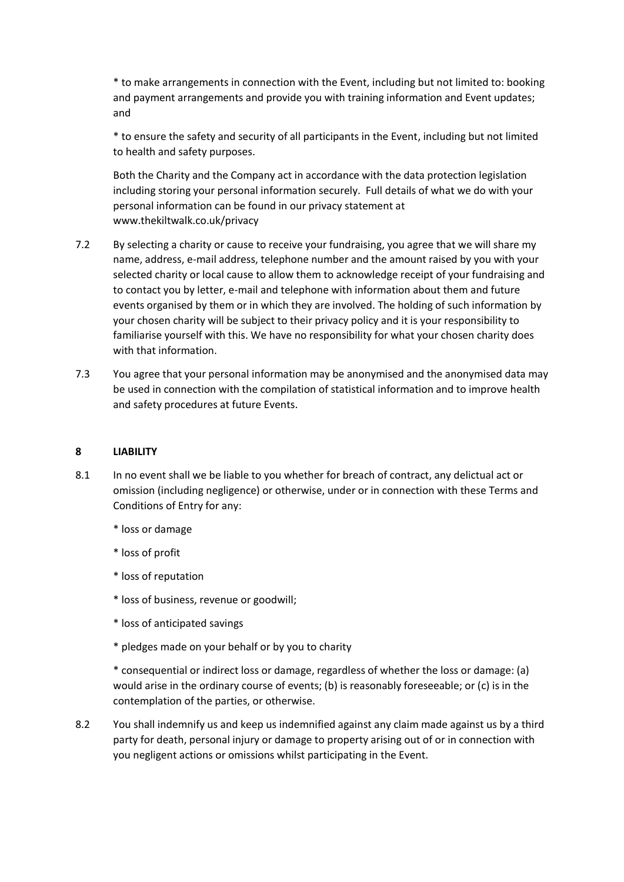* to make arrangements in connection with the Event, including but not limited to: booking and payment arrangements and provide you with training information and Event updates; and

* to ensure the safety and security of all participants in the Event, including but not limited to health and safety purposes.

Both the Charity and the Company act in accordance with the data protection legislation including storing your personal information securely. Full details of what we do with your personal information can be found in our privacy statement at www.thekiltwalk.co.uk/privacy

7.2 By selecting a charity or cause to receive your fundraising, you agree that we will share my name, address, e-mail address, telephone number and the amount raised by you with your selected charity or local cause to allow them to acknowledge receipt of your fundraising and to contact you by letter, e-mail and telephone with information about them and future events organised by them or in which they are involved. The holding of such information by your chosen charity will be subject to their privacy policy and it is your responsibility to familiarise yourself with this. We have no responsibility for what your chosen charity does with that information.

7.3 You agree that your personal information may be anonymised and the anonymised data may be used in connection with the compilation of statistical information and to improve health and safety procedures at future Events.

## 8 LIABILITY

8.1 In no event shall we be liable to you whether for breach of contract, any delictual act or omission (including negligence) or otherwise, under or in connection with these Terms and Conditions of Entry for any:

* loss or damage

* loss of profit

* loss of reputation

* loss of business, revenue or goodwill;

* loss of anticipated savings

* pledges made on your behalf or by you to charity

* consequential or indirect loss or damage, regardless of whether the loss or damage: (a) would arise in the ordinary course of events; (b) is reasonably foreseeable; or (c) is in the contemplation of the parties, or otherwise.

8.2 You shall indemnify us and keep us indemnified against any claim made against us by a third party for death, personal injury or damage to property arising out of or in connection with you negligent actions or omissions whilst participating in the Event.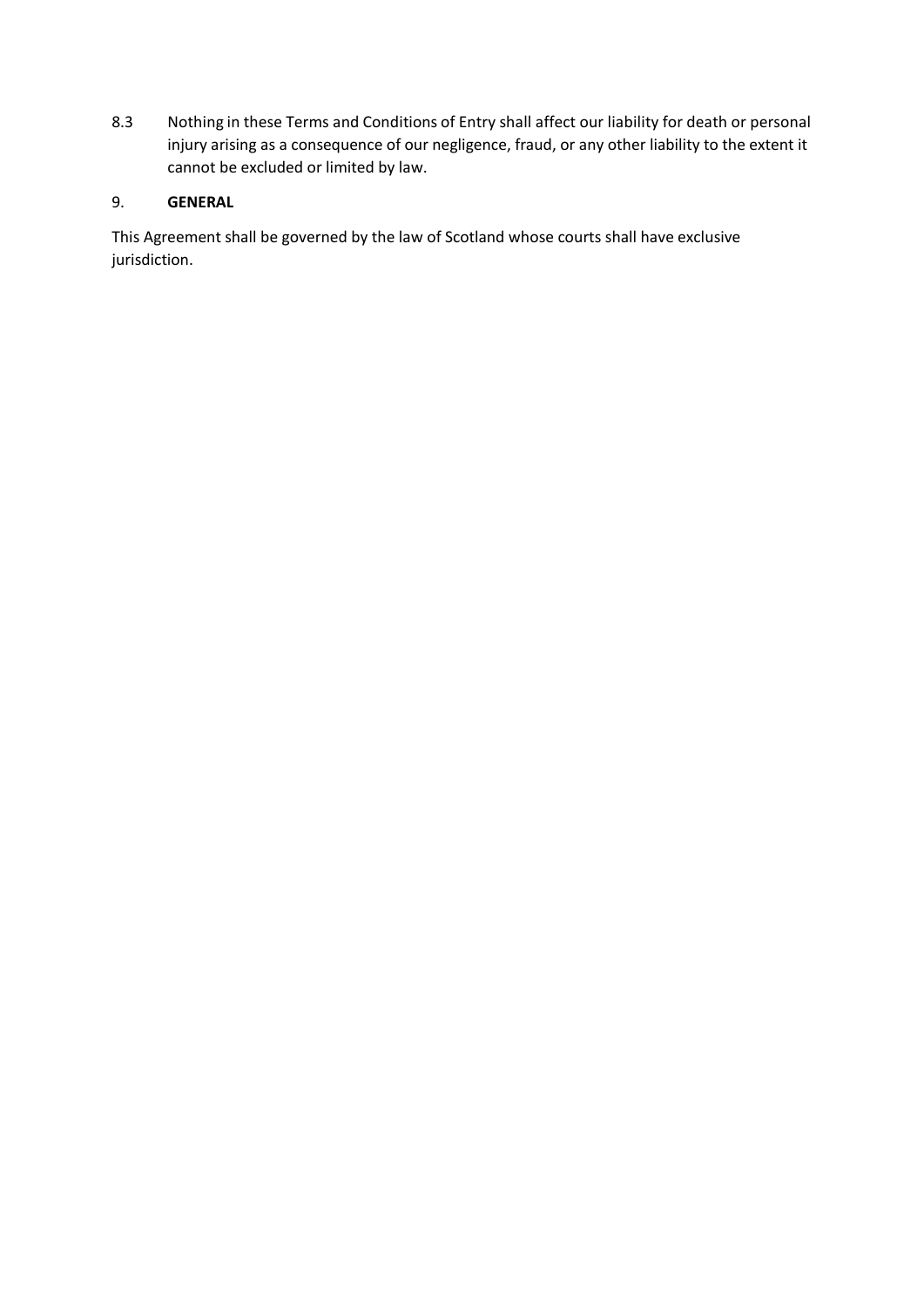8.3 Nothing in these Terms and Conditions of Entry shall affect our liability for death or personal injury arising as a consequence of our negligence, fraud, or any other liability to the extent it cannot be excluded or limited by law.

## 9. GENERAL

This Agreement shall be governed by the law of Scotland whose courts shall have exclusive jurisdiction.